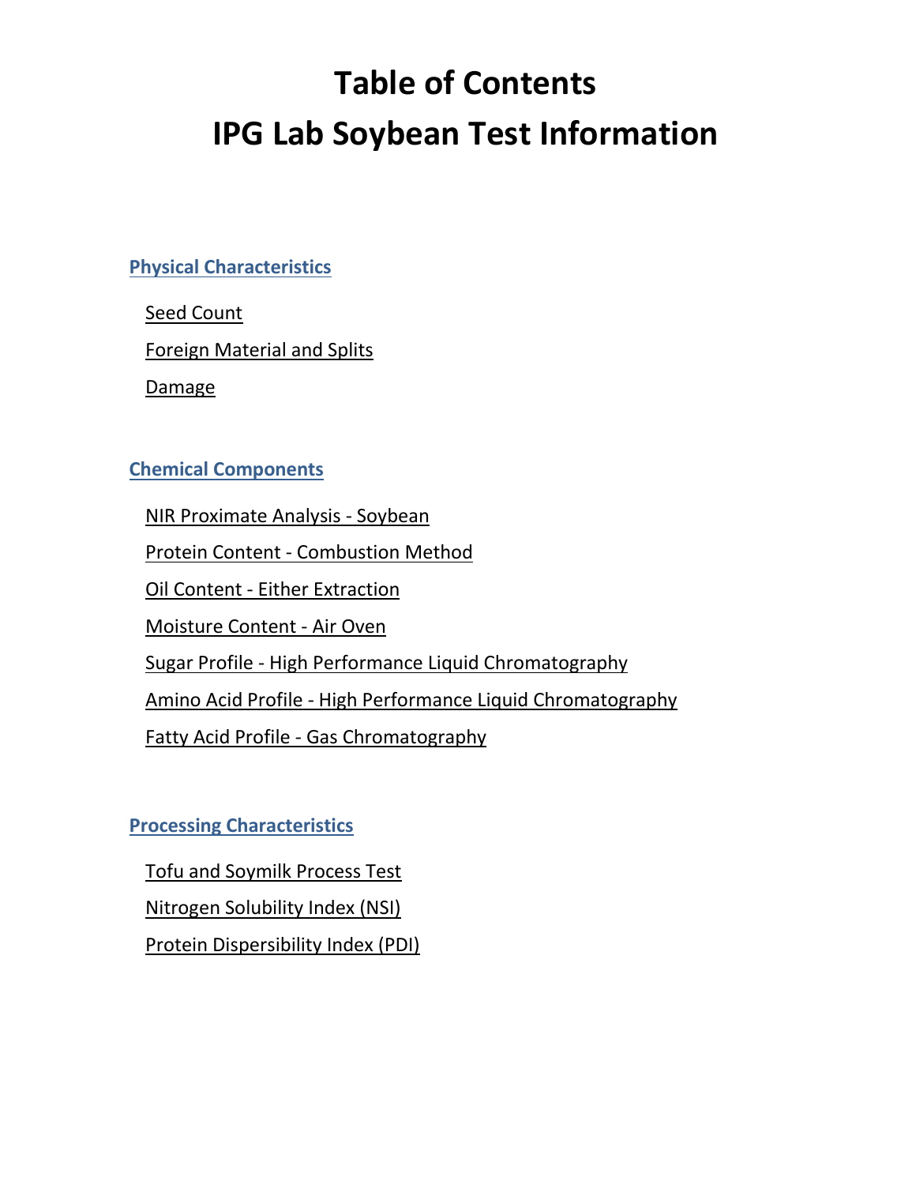# Table of Contents

# IPG Lab Soybean Test Information

## Physical Characteristics

- Seed Count
- Foreign Material and Splits
- Damage

## Chemical Components

- NIR Proximate Analysis - Soybean
- Protein Content - Combustion Method
- Oil Content - Either Extraction
- Moisture Content - Air Oven
- Sugar Profile - High Performance Liquid Chromatography
- Amino Acid Profile - High Performance Liquid Chromatography
- Fatty Acid Profile - Gas Chromatography

## Processing Characteristics

- Tofu and Soymilk Process Test
- Nitrogen Solubility Index (NSI)
- Protein Dispersibility Index (PDI)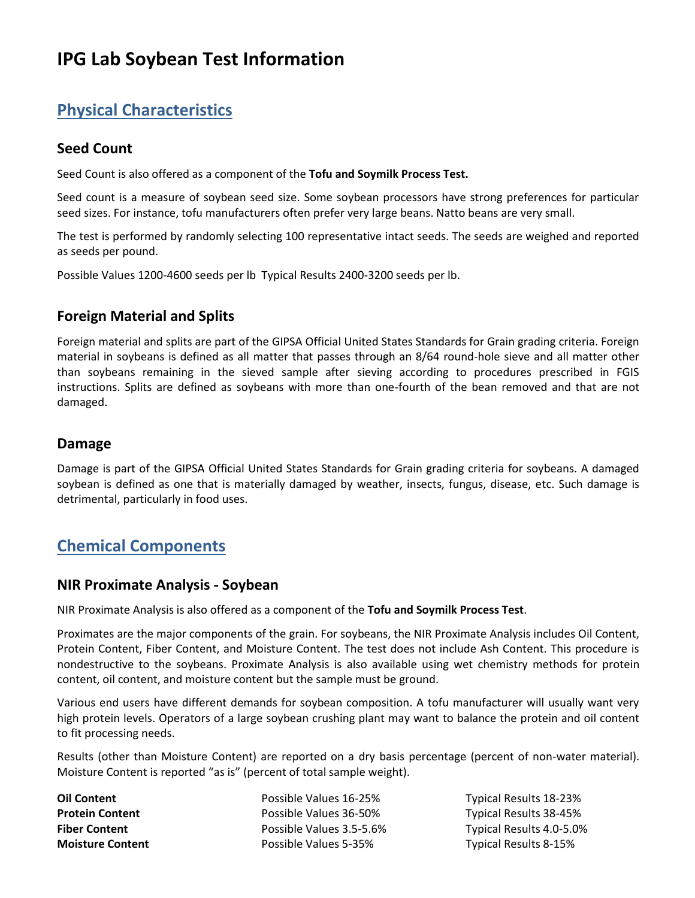# IPG Lab Soybean Test Information

## Physical Characteristics

### Seed Count

Seed Count is also offered as a component of the **Tofu and Soymilk Process Test.**

Seed count is a measure of soybean seed size. Some soybean processors have strong preferences for particular seed sizes. For instance, tofu manufacturers often prefer very large beans. Natto beans are very small.

The test is performed by randomly selecting 100 representative intact seeds. The seeds are weighed and reported as seeds per pound.

Possible Values 1200-4600 seeds per lb  Typical Results 2400-3200 seeds per lb.

### Foreign Material and Splits

Foreign material and splits are part of the GIPSA Official United States Standards for Grain grading criteria. Foreign material in soybeans is defined as all matter that passes through an 8/64 round-hole sieve and all matter other than soybeans remaining in the sieved sample after sieving according to procedures prescribed in FGIS instructions. Splits are defined as soybeans with more than one-fourth of the bean removed and that are not damaged.

### Damage

Damage is part of the GIPSA Official United States Standards for Grain grading criteria for soybeans. A damaged soybean is defined as one that is materially damaged by weather, insects, fungus, disease, etc. Such damage is detrimental, particularly in food uses.

## Chemical Components

### NIR Proximate Analysis - Soybean

NIR Proximate Analysis is also offered as a component of the **Tofu and Soymilk Process Test**.

Proximates are the major components of the grain. For soybeans, the NIR Proximate Analysis includes Oil Content, Protein Content, Fiber Content, and Moisture Content. The test does not include Ash Content. This procedure is nondestructive to the soybeans. Proximate Analysis is also available using wet chemistry methods for protein content, oil content, and moisture content but the sample must be ground.

Various end users have different demands for soybean composition. A tofu manufacturer will usually want very high protein levels. Operators of a large soybean crushing plant may want to balance the protein and oil content to fit processing needs.

Results (other than Moisture Content) are reported on a dry basis percentage (percent of non-water material). Moisture Content is reported "as is" (percent of total sample weight).

| | | |
|---|---|---|
| **Oil Content** | Possible Values 16-25% | Typical Results 18-23% |
| **Protein Content** | Possible Values 36-50% | Typical Results 38-45% |
| **Fiber Content** | Possible Values 3.5-5.6% | Typical Results 4.0-5.0% |
| **Moisture Content** | Possible Values 5-35% | Typical Results 8-15% |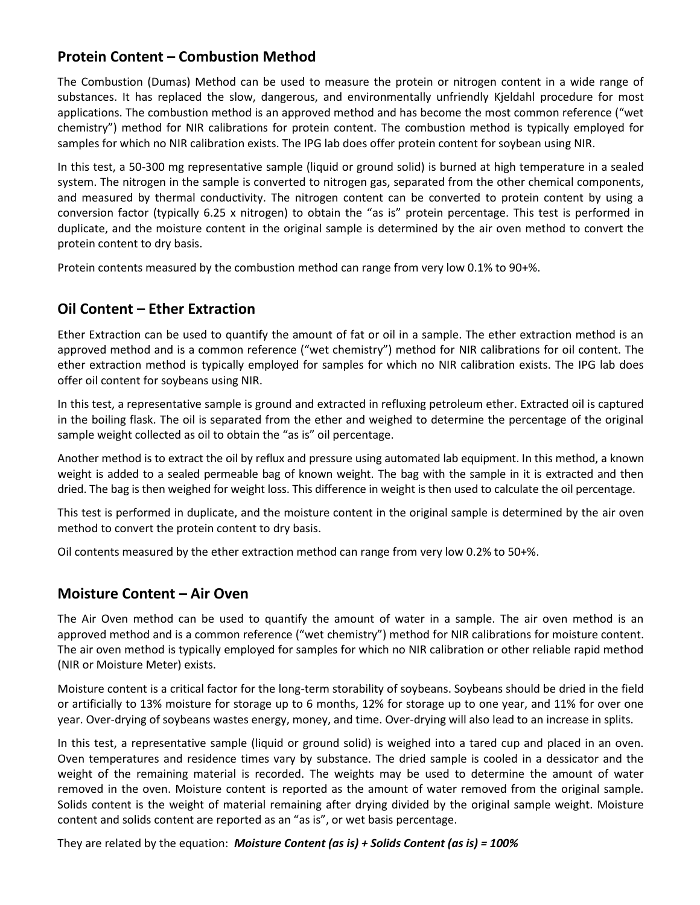## Protein Content – Combustion Method

The Combustion (Dumas) Method can be used to measure the protein or nitrogen content in a wide range of substances. It has replaced the slow, dangerous, and environmentally unfriendly Kjeldahl procedure for most applications. The combustion method is an approved method and has become the most common reference ("wet chemistry") method for NIR calibrations for protein content. The combustion method is typically employed for samples for which no NIR calibration exists. The IPG lab does offer protein content for soybean using NIR.

In this test, a 50-300 mg representative sample (liquid or ground solid) is burned at high temperature in a sealed system. The nitrogen in the sample is converted to nitrogen gas, separated from the other chemical components, and measured by thermal conductivity. The nitrogen content can be converted to protein content by using a conversion factor (typically 6.25 x nitrogen) to obtain the "as is" protein percentage. This test is performed in duplicate, and the moisture content in the original sample is determined by the air oven method to convert the protein content to dry basis.

Protein contents measured by the combustion method can range from very low 0.1% to 90+%.

## Oil Content – Ether Extraction

Ether Extraction can be used to quantify the amount of fat or oil in a sample. The ether extraction method is an approved method and is a common reference ("wet chemistry") method for NIR calibrations for oil content. The ether extraction method is typically employed for samples for which no NIR calibration exists. The IPG lab does offer oil content for soybeans using NIR.

In this test, a representative sample is ground and extracted in refluxing petroleum ether. Extracted oil is captured in the boiling flask. The oil is separated from the ether and weighed to determine the percentage of the original sample weight collected as oil to obtain the "as is" oil percentage.

Another method is to extract the oil by reflux and pressure using automated lab equipment. In this method, a known weight is added to a sealed permeable bag of known weight. The bag with the sample in it is extracted and then dried. The bag is then weighed for weight loss. This difference in weight is then used to calculate the oil percentage.

This test is performed in duplicate, and the moisture content in the original sample is determined by the air oven method to convert the protein content to dry basis.

Oil contents measured by the ether extraction method can range from very low 0.2% to 50+%.

## Moisture Content – Air Oven

The Air Oven method can be used to quantify the amount of water in a sample. The air oven method is an approved method and is a common reference ("wet chemistry") method for NIR calibrations for moisture content. The air oven method is typically employed for samples for which no NIR calibration or other reliable rapid method (NIR or Moisture Meter) exists.

Moisture content is a critical factor for the long-term storability of soybeans. Soybeans should be dried in the field or artificially to 13% moisture for storage up to 6 months, 12% for storage up to one year, and 11% for over one year. Over-drying of soybeans wastes energy, money, and time. Over-drying will also lead to an increase in splits.

In this test, a representative sample (liquid or ground solid) is weighed into a tared cup and placed in an oven. Oven temperatures and residence times vary by substance. The dried sample is cooled in a dessicator and the weight of the remaining material is recorded. The weights may be used to determine the amount of water removed in the oven. Moisture content is reported as the amount of water removed from the original sample. Solids content is the weight of material remaining after drying divided by the original sample weight. Moisture content and solids content are reported as an "as is", or wet basis percentage.

They are related by the equation: ***Moisture Content (as is) + Solids Content (as is) = 100%***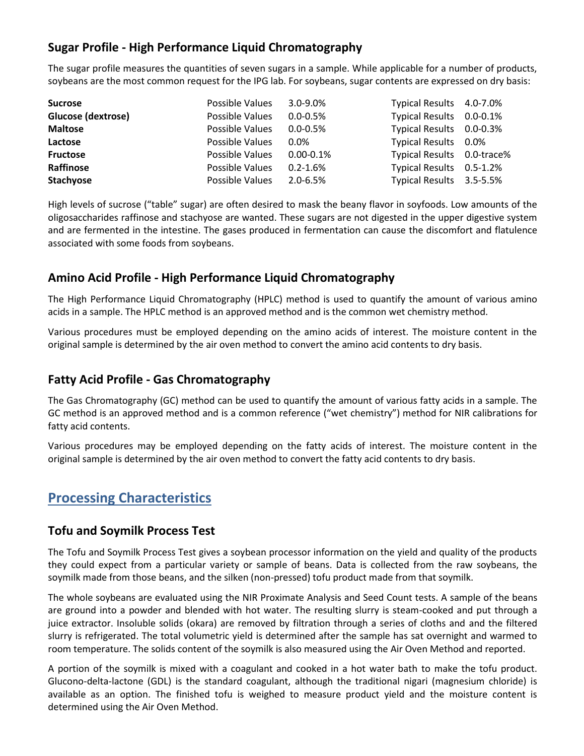## Sugar Profile - High Performance Liquid Chromatography

The sugar profile measures the quantities of seven sugars in a sample. While applicable for a number of products, soybeans are the most common request for the IPG lab. For soybeans, sugar contents are expressed on dry basis:

| | | | | |
|---|---|---|---|---|
| **Sucrose** | Possible Values | 3.0-9.0% | Typical Results | 4.0-7.0% |
| **Glucose (dextrose)** | Possible Values | 0.0-0.5% | Typical Results | 0.0-0.1% |
| **Maltose** | Possible Values | 0.0-0.5% | Typical Results | 0.0-0.3% |
| **Lactose** | Possible Values | 0.0% | Typical Results | 0.0% |
| **Fructose** | Possible Values | 0.00-0.1% | Typical Results | 0.0-trace% |
| **Raffinose** | Possible Values | 0.2-1.6% | Typical Results | 0.5-1.2% |
| **Stachyose** | Possible Values | 2.0-6.5% | Typical Results | 3.5-5.5% |

High levels of sucrose ("table" sugar) are often desired to mask the beany flavor in soyfoods. Low amounts of the oligosaccharides raffinose and stachyose are wanted. These sugars are not digested in the upper digestive system and are fermented in the intestine. The gases produced in fermentation can cause the discomfort and flatulence associated with some foods from soybeans.

## Amino Acid Profile - High Performance Liquid Chromatography

The High Performance Liquid Chromatography (HPLC) method is used to quantify the amount of various amino acids in a sample. The HPLC method is an approved method and is the common wet chemistry method.

Various procedures must be employed depending on the amino acids of interest. The moisture content in the original sample is determined by the air oven method to convert the amino acid contents to dry basis.

## Fatty Acid Profile - Gas Chromatography

The Gas Chromatography (GC) method can be used to quantify the amount of various fatty acids in a sample. The GC method is an approved method and is a common reference ("wet chemistry") method for NIR calibrations for fatty acid contents.

Various procedures may be employed depending on the fatty acids of interest. The moisture content in the original sample is determined by the air oven method to convert the fatty acid contents to dry basis.

# Processing Characteristics

## Tofu and Soymilk Process Test

The Tofu and Soymilk Process Test gives a soybean processor information on the yield and quality of the products they could expect from a particular variety or sample of beans. Data is collected from the raw soybeans, the soymilk made from those beans, and the silken (non-pressed) tofu product made from that soymilk.

The whole soybeans are evaluated using the NIR Proximate Analysis and Seed Count tests. A sample of the beans are ground into a powder and blended with hot water. The resulting slurry is steam-cooked and put through a juice extractor. Insoluble solids (okara) are removed by filtration through a series of cloths and and the filtered slurry is refrigerated. The total volumetric yield is determined after the sample has sat overnight and warmed to room temperature. The solids content of the soymilk is also measured using the Air Oven Method and reported.

A portion of the soymilk is mixed with a coagulant and cooked in a hot water bath to make the tofu product. Glucono-delta-lactone (GDL) is the standard coagulant, although the traditional nigari (magnesium chloride) is available as an option. The finished tofu is weighed to measure product yield and the moisture content is determined using the Air Oven Method.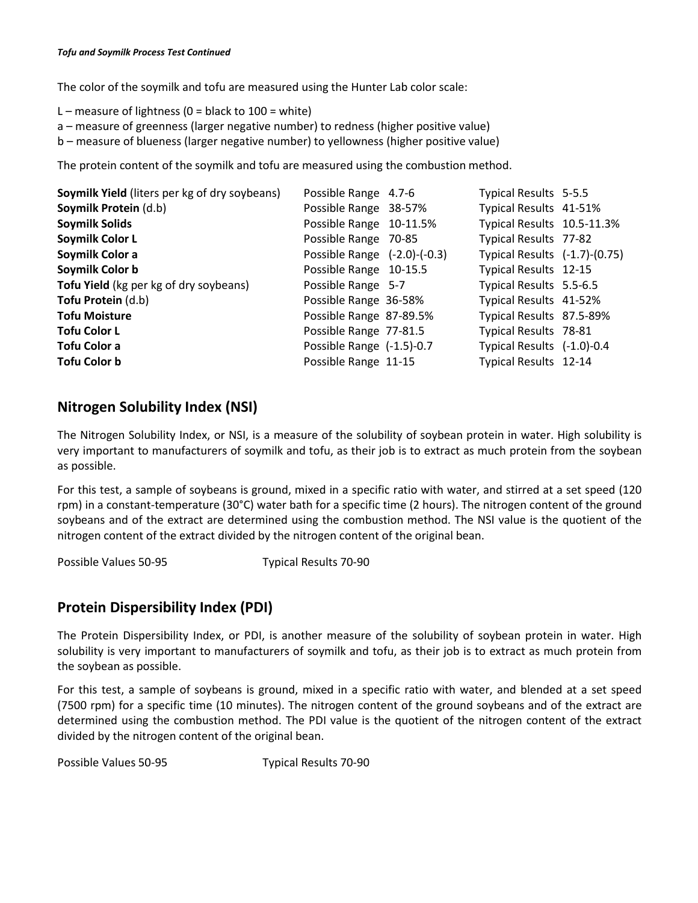The color of the soymilk and tofu are measured using the Hunter Lab color scale:

L – measure of lightness (0 = black to 100 = white)
a – measure of greenness (larger negative number) to redness (higher positive value)
b – measure of blueness (larger negative number) to yellowness (higher positive value)

The protein content of the soymilk and tofu are measured using the combustion method.

| | | |
|---|---|---|
| **Soymilk Yield** (liters per kg of dry soybeans) | Possible Range 4.7-6 | Typical Results 5-5.5 |
| **Soymilk Protein** (d.b) | Possible Range 38-57% | Typical Results 41-51% |
| **Soymilk Solids** | Possible Range 10-11.5% | Typical Results 10.5-11.3% |
| **Soymilk Color L** | Possible Range 70-85 | Typical Results 77-82 |
| **Soymilk Color a** | Possible Range (-2.0)-(-0.3) | Typical Results (-1.7)-(0.75) |
| **Soymilk Color b** | Possible Range 10-15.5 | Typical Results 12-15 |
| **Tofu Yield** (kg per kg of dry soybeans) | Possible Range 5-7 | Typical Results 5.5-6.5 |
| **Tofu Protein** (d.b) | Possible Range 36-58% | Typical Results 41-52% |
| **Tofu Moisture** | Possible Range 87-89.5% | Typical Results 87.5-89% |
| **Tofu Color L** | Possible Range 77-81.5 | Typical Results 78-81 |
| **Tofu Color a** | Possible Range (-1.5)-0.7 | Typical Results (-1.0)-0.4 |
| **Tofu Color b** | Possible Range 11-15 | Typical Results 12-14 |

## Nitrogen Solubility Index (NSI)

The Nitrogen Solubility Index, or NSI, is a measure of the solubility of soybean protein in water. High solubility is very important to manufacturers of soymilk and tofu, as their job is to extract as much protein from the soybean as possible.

For this test, a sample of soybeans is ground, mixed in a specific ratio with water, and stirred at a set speed (120 rpm) in a constant-temperature (30°C) water bath for a specific time (2 hours). The nitrogen content of the ground soybeans and of the extract are determined using the combustion method. The NSI value is the quotient of the nitrogen content of the extract divided by the nitrogen content of the original bean.

Possible Values 50-95 Typical Results 70-90

## Protein Dispersibility Index (PDI)

The Protein Dispersibility Index, or PDI, is another measure of the solubility of soybean protein in water. High solubility is very important to manufacturers of soymilk and tofu, as their job is to extract as much protein from the soybean as possible.

For this test, a sample of soybeans is ground, mixed in a specific ratio with water, and blended at a set speed (7500 rpm) for a specific time (10 minutes). The nitrogen content of the ground soybeans and of the extract are determined using the combustion method. The PDI value is the quotient of the nitrogen content of the extract divided by the nitrogen content of the original bean.

Possible Values 50-95 Typical Results 70-90